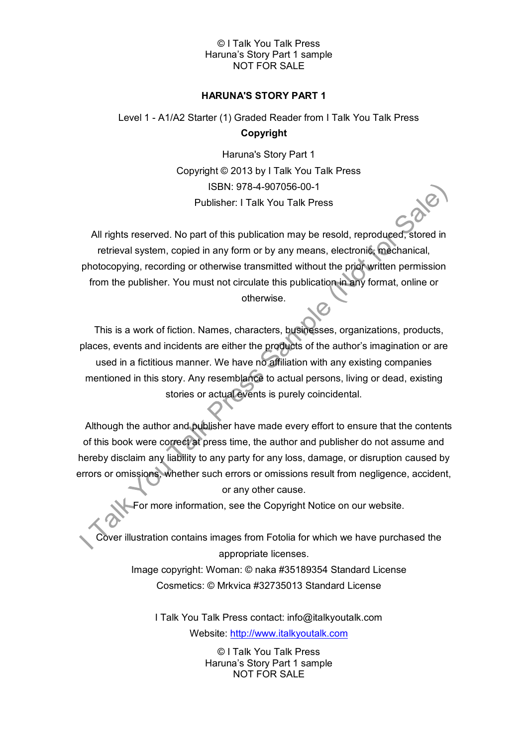# HARUNA'S STORY PART 1

Level 1 - A1/A2 Starter (1) Graded Reader from I Talk You Talk Press

## Copyright

Haruna's Story Part 1
Copyright © 2013 by I Talk You Talk Press
ISBN: 978-4-907056-00-1
Publisher: I Talk You Talk Press

All rights reserved. No part of this publication may be resold, reproduced, stored in retrieval system, copied in any form or by any means, electronic, mechanical, photocopying, recording or otherwise transmitted without the prior written permission from the publisher. You must not circulate this publication in any format, online or otherwise.

This is a work of fiction. Names, characters, businesses, organizations, products, places, events and incidents are either the products of the author's imagination or are used in a fictitious manner. We have no affiliation with any existing companies mentioned in this story. Any resemblance to actual persons, living or dead, existing stories or actual events is purely coincidental.

Although the author and publisher have made every effort to ensure that the contents of this book were correct at press time, the author and publisher do not assume and hereby disclaim any liability to any party for any loss, damage, or disruption caused by errors or omissions, whether such errors or omissions result from negligence, accident, or any other cause.

For more information, see the Copyright Notice on our website.

Cover illustration contains images from Fotolia for which we have purchased the appropriate licenses.
Image copyright: Woman: © naka #35189354 Standard License
Cosmetics: © Mrkvica #32735013 Standard License

I Talk You Talk Press contact: info@italkyoutalk.com
Website: http://www.italkyoutalk.com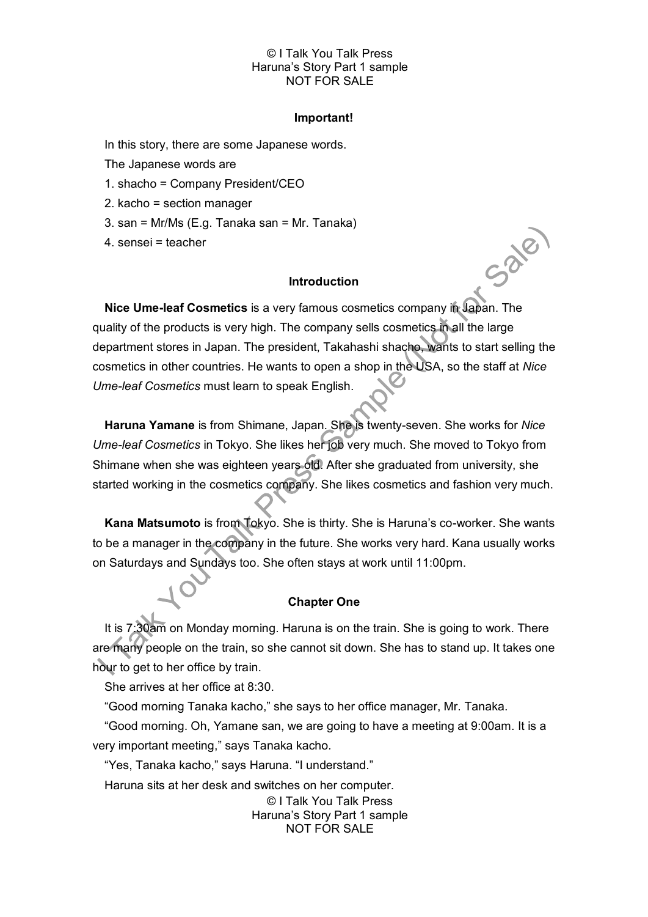## Important!

In this story, there are some Japanese words.

The Japanese words are

1. shacho = Company President/CEO
2. kacho = section manager
3. san = Mr/Ms (E.g. Tanaka san = Mr. Tanaka)
4. sensei = teacher

## Introduction

**Nice Ume-leaf Cosmetics** is a very famous cosmetics company in Japan. The quality of the products is very high. The company sells cosmetics in all the large department stores in Japan. The president, Takahashi shacho, wants to start selling the cosmetics in other countries. He wants to open a shop in the USA, so the staff at *Nice Ume-leaf Cosmetics* must learn to speak English.

**Haruna Yamane** is from Shimane, Japan. She is twenty-seven. She works for *Nice Ume-leaf Cosmetics* in Tokyo. She likes her job very much. She moved to Tokyo from Shimane when she was eighteen years old. After she graduated from university, she started working in the cosmetics company. She likes cosmetics and fashion very much.

**Kana Matsumoto** is from Tokyo. She is thirty. She is Haruna's co-worker. She wants to be a manager in the company in the future. She works very hard. Kana usually works on Saturdays and Sundays too. She often stays at work until 11:00pm.

## Chapter One

It is 7:30am on Monday morning. Haruna is on the train. She is going to work. There are many people on the train, so she cannot sit down. She has to stand up. It takes one hour to get to her office by train.

She arrives at her office at 8:30.

"Good morning Tanaka kacho," she says to her office manager, Mr. Tanaka.

"Good morning. Oh, Yamane san, we are going to have a meeting at 9:00am. It is a very important meeting," says Tanaka kacho.

"Yes, Tanaka kacho," says Haruna. "I understand."

Haruna sits at her desk and switches on her computer.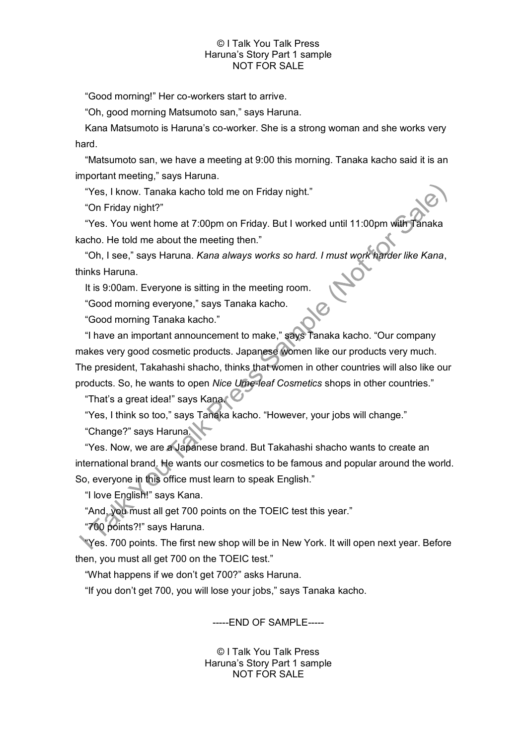"Good morning!" Her co-workers start to arrive.

"Oh, good morning Matsumoto san," says Haruna.

Kana Matsumoto is Haruna's co-worker. She is a strong woman and she works very hard.

"Matsumoto san, we have a meeting at 9:00 this morning. Tanaka kacho said it is an important meeting," says Haruna.

"Yes, I know. Tanaka kacho told me on Friday night."

"On Friday night?"

"Yes. You went home at 7:00pm on Friday. But I worked until 11:00pm with Tanaka kacho. He told me about the meeting then."

"Oh, I see," says Haruna. *Kana always works so hard. I must work harder like Kana*, thinks Haruna.

It is 9:00am. Everyone is sitting in the meeting room.

"Good morning everyone," says Tanaka kacho.

"Good morning Tanaka kacho."

"I have an important announcement to make," says Tanaka kacho. "Our company makes very good cosmetic products. Japanese women like our products very much. The president, Takahashi shacho, thinks that women in other countries will also like our products. So, he wants to open *Nice Ume-leaf Cosmetics* shops in other countries."

"That's a great idea!" says Kana.

"Yes, I think so too," says Tanaka kacho. "However, your jobs will change."

"Change?" says Haruna.

"Yes. Now, we are a Japanese brand. But Takahashi shacho wants to create an international brand. He wants our cosmetics to be famous and popular around the world. So, everyone in this office must learn to speak English."

"I love English!" says Kana.

"And, you must all get 700 points on the TOEIC test this year."

"700 points?!" says Haruna.

"Yes. 700 points. The first new shop will be in New York. It will open next year. Before then, you must all get 700 on the TOEIC test."

"What happens if we don't get 700?" asks Haruna.

"If you don't get 700, you will lose your jobs," says Tanaka kacho.

-----END OF SAMPLE-----